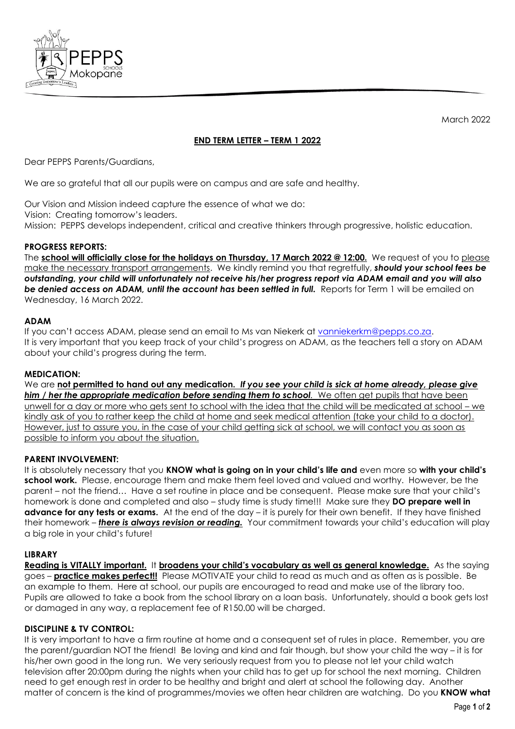March 2022

**END TERM LETTER – TERM 1 2022**

Dear PEPPS Parents/Guardians,

We are so grateful that all our pupils were on campus and are safe and healthy.

Our Vision and Mission indeed capture the essence of what we do:
Vision: Creating tomorrow's leaders.
Mission: PEPPS develops independent, critical and creative thinkers through progressive, holistic education.

**PROGRESS REPORTS:**

The **school will officially close for the holidays on Thursday, 17 March 2022 @ 12:00.** We request of you to please make the necessary transport arrangements. We kindly remind you that regretfully, ***should your school fees be outstanding, your child will unfortunately not receive his/her progress report via ADAM email and you will also be denied access on ADAM, until the account has been settled in full.*** Reports for Term 1 will be emailed on Wednesday, 16 March 2022.

**ADAM**

If you can't access ADAM, please send an email to Ms van Niekerk at vanniekerkm@pepps.co.za.
It is very important that you keep track of your child's progress on ADAM, as the teachers tell a story on ADAM about your child's progress during the term.

**MEDICATION:**

We are **not permitted to hand out any medication.** ***If you see your child is sick at home already, please give him / her the appropriate medication before sending them to school.*** We often get pupils that have been unwell for a day or more who gets sent to school with the idea that the child will be medicated at school – we kindly ask of you to rather keep the child at home and seek medical attention (take your child to a doctor). However, just to assure you, in the case of your child getting sick at school, we will contact you as soon as possible to inform you about the situation.

**PARENT INVOLVEMENT:**

It is absolutely necessary that you **KNOW what is going on in your child's life and** even more so **with your child's school work.** Please, encourage them and make them feel loved and valued and worthy. However, be the parent – not the friend… Have a set routine in place and be consequent. Please make sure that your child's homework is done and completed and also – study time is study time!!! Make sure they **DO prepare well in advance for any tests or exams.** At the end of the day – it is purely for their own benefit. If they have finished their homework – ***there is always revision or reading.*** Your commitment towards your child's education will play a big role in your child's future!

**LIBRARY**

**Reading is VITALLY important.** It **broadens your child's vocabulary as well as general knowledge.** As the saying goes – **practice makes perfect!!** Please MOTIVATE your child to read as much and as often as is possible. Be an example to them. Here at school, our pupils are encouraged to read and make use of the library too. Pupils are allowed to take a book from the school library on a loan basis. Unfortunately, should a book gets lost or damaged in any way, a replacement fee of R150.00 will be charged.

**DISCIPLINE & TV CONTROL:**

It is very important to have a firm routine at home and a consequent set of rules in place. Remember, you are the parent/guardian NOT the friend! Be loving and kind and fair though, but show your child the way – it is for his/her own good in the long run. We very seriously request from you to please not let your child watch television after 20:00pm during the nights when your child has to get up for school the next morning. Children need to get enough rest in order to be healthy and bright and alert at school the following day. Another matter of concern is the kind of programmes/movies we often hear children are watching. Do you **KNOW what**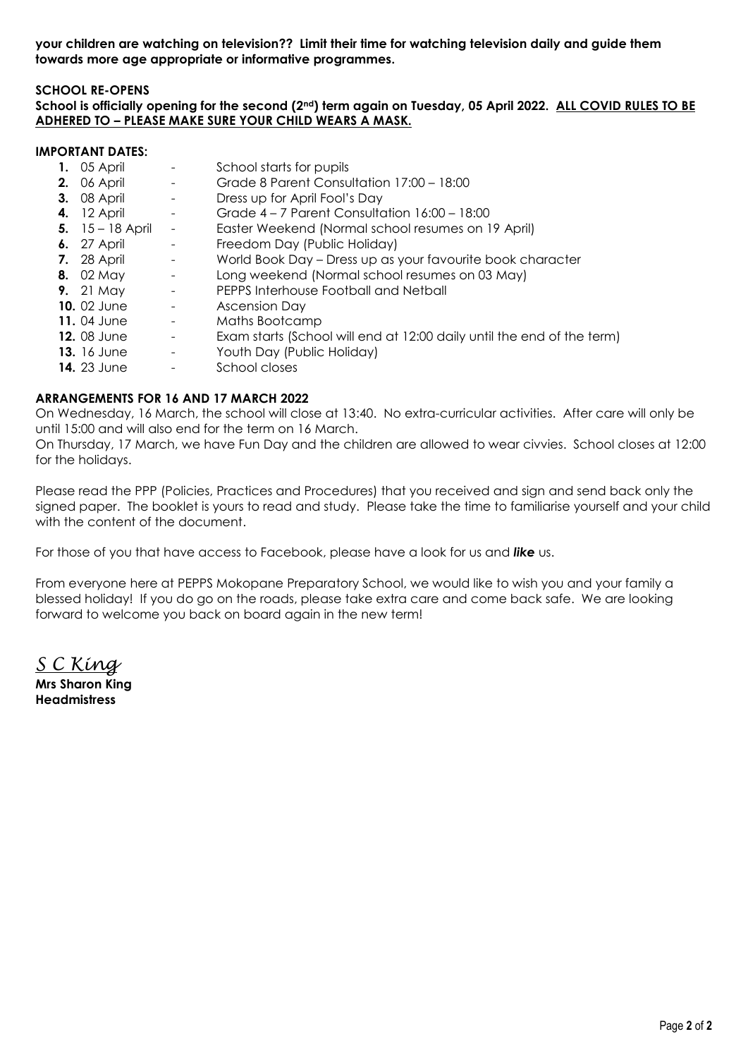**your children are watching on television?? Limit their time for watching television daily and guide them towards more age appropriate or informative programmes.**

**SCHOOL RE-OPENS**

**School is officially opening for the second (2nd) term again on Tuesday, 05 April 2022. <u>ALL COVID RULES TO BE ADHERED TO – PLEASE MAKE SURE YOUR CHILD WEARS A MASK.</u>**

**IMPORTANT DATES:**

1. 05 April - School starts for pupils
2. 06 April - Grade 8 Parent Consultation 17:00 – 18:00
3. 08 April - Dress up for April Fool's Day
4. 12 April - Grade 4 – 7 Parent Consultation 16:00 – 18:00
5. 15 – 18 April - Easter Weekend (Normal school resumes on 19 April)
6. 27 April - Freedom Day (Public Holiday)
7. 28 April - World Book Day – Dress up as your favourite book character
8. 02 May - Long weekend (Normal school resumes on 03 May)
9. 21 May - PEPPS Interhouse Football and Netball
10. 02 June - Ascension Day
11. 04 June - Maths Bootcamp
12. 08 June - Exam starts (School will end at 12:00 daily until the end of the term)
13. 16 June - Youth Day (Public Holiday)
14. 23 June - School closes

**ARRANGEMENTS FOR 16 AND 17 MARCH 2022**

On Wednesday, 16 March, the school will close at 13:40. No extra-curricular activities. After care will only be until 15:00 and will also end for the term on 16 March.

On Thursday, 17 March, we have Fun Day and the children are allowed to wear civvies. School closes at 12:00 for the holidays.

Please read the PPP (Policies, Practices and Procedures) that you received and sign and send back only the signed paper. The booklet is yours to read and study. Please take the time to familiarise yourself and your child with the content of the document.

For those of you that have access to Facebook, please have a look for us and ***like*** us.

From everyone here at PEPPS Mokopane Preparatory School, we would like to wish you and your family a blessed holiday! If you do go on the roads, please take extra care and come back safe. We are looking forward to welcome you back on board again in the new term!

*S C King*

**Mrs Sharon King**
**Headmistress**